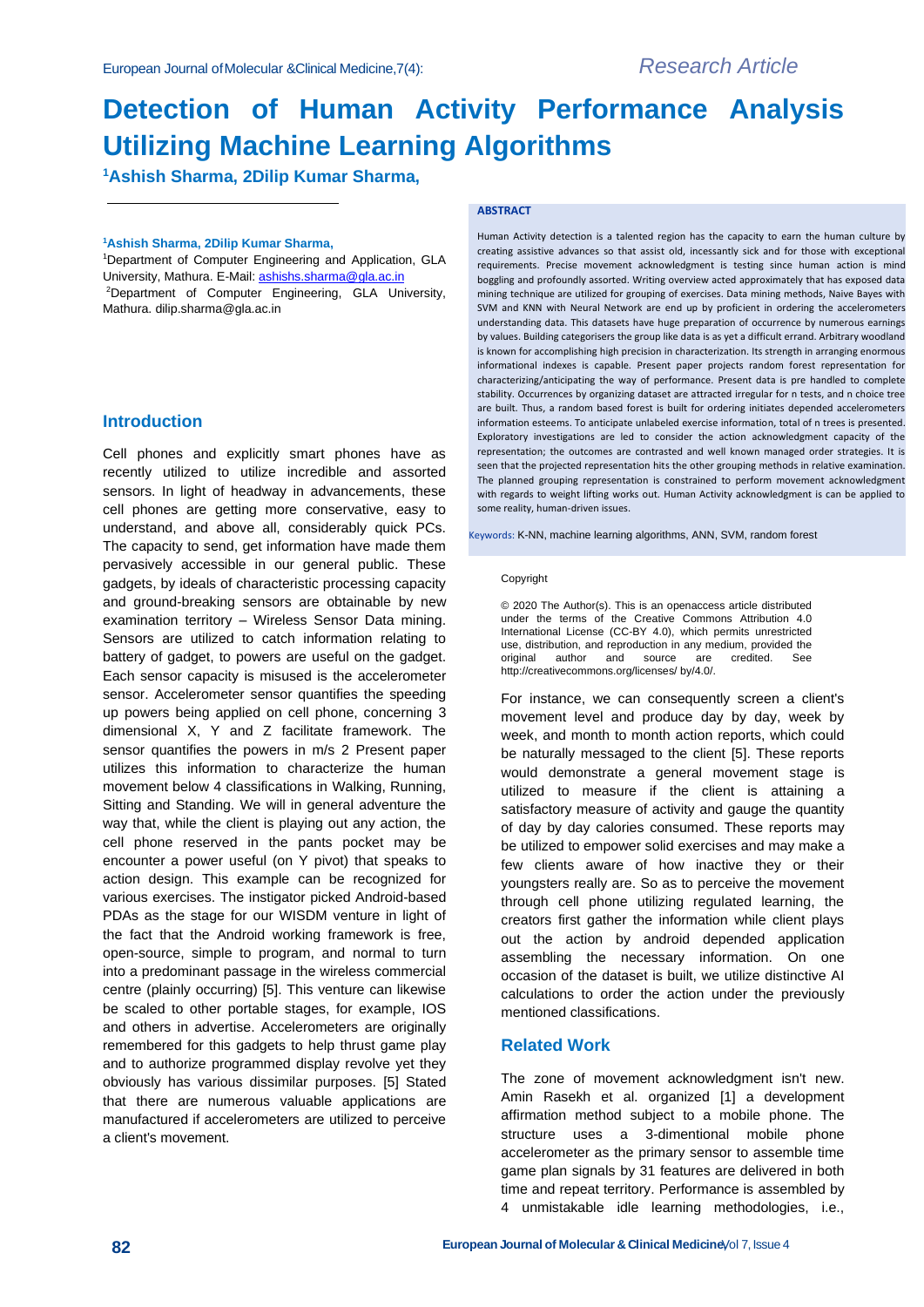Research Article

# Detection of Human Activity Performance Analysis Utilizing Machine Learning Algorithms

**[1]Ashish Sharma, 2Dilip Kumar Sharma,**

**[1]Ashish Sharma, 2Dilip Kumar Sharma,**

[1]Department of Computer Engineering and Application, GLA University, Mathura. E-Mail: ashishs.sharma@gla.ac.in

[2]Department of Computer Engineering, GLA University, Mathura. dilip.sharma@gla.ac.in

**ABSTRACT**

Human Activity detection is a talented region has the capacity to earn the human culture by creating assistive advances so that assist old, incessantly sick and for those with exceptional requirements. Precise movement acknowledgment is testing since human action is mind boggling and profoundly assorted. Writing overview acted approximately that has exposed data mining technique are utilized for grouping of exercises. Data mining methods, Naive Bayes with SVM and KNN with Neural Network are end up by proficient in ordering the accelerometers understanding data. This datasets have huge preparation of occurrence by numerous earnings by values. Building categorisers the group like data is as yet a difficult errand. Arbitrary woodland is known for accomplishing high precision in characterization. Its strength in arranging enormous informational indexes is capable. Present paper projects random forest representation for characterizing/anticipating the way of performance. Present data is pre handled to complete stability. Occurrences by organizing dataset are attracted irregular for n tests, and n choice tree are built. Thus, a random based forest is built for ordering initiates depended accelerometers information esteems. To anticipate unlabeled exercise information, total of n trees is presented. Exploratory investigations are led to consider the action acknowledgment capacity of the representation; the outcomes are contrasted and well known managed order strategies. It is seen that the projected representation hits the other grouping methods in relative examination. The planned grouping representation is constrained to perform movement acknowledgment with regards to weight lifting works out. Human Activity acknowledgment is can be applied to some reality, human-driven issues.

Keywords: K-NN, machine learning algorithms, ANN, SVM, random forest

Copyright

© 2020 The Author(s). This is an openaccess article distributed under the terms of the Creative Commons Attribution 4.0 International License (CC-BY 4.0), which permits unrestricted use, distribution, and reproduction in any medium, provided the original author and source are credited. See http://creativecommons.org/licenses/ by/4.0/.

## Introduction

Cell phones and explicitly smart phones have as recently utilized to utilize incredible and assorted sensors. In light of headway in advancements, these cell phones are getting more conservative, easy to understand, and above all, considerably quick PCs. The capacity to send, get information have made them pervasively accessible in our general public. These gadgets, by ideals of characteristic processing capacity and ground-breaking sensors are obtainable by new examination territory – Wireless Sensor Data mining. Sensors are utilized to catch information relating to battery of gadget, to powers are useful on the gadget. Each sensor capacity is misused is the accelerometer sensor. Accelerometer sensor quantifies the speeding up powers being applied on cell phone, concerning 3 dimensional X, Y and Z facilitate framework. The sensor quantifies the powers in m/s 2 Present paper utilizes this information to characterize the human movement below 4 classifications in Walking, Running, Sitting and Standing. We will in general adventure the way that, while the client is playing out any action, the cell phone reserved in the pants pocket may be encounter a power useful (on Y pivot) that speaks to action design. This example can be recognized for various exercises. The instigator picked Android-based PDAs as the stage for our WISDM venture in light of the fact that the Android working framework is free, open-source, simple to program, and normal to turn into a predominant passage in the wireless commercial centre (plainly occurring) [5]. This venture can likewise be scaled to other portable stages, for example, IOS and others in advertise. Accelerometers are originally remembered for this gadgets to help thrust game play and to authorize programmed display revolve yet they obviously has various dissimilar purposes. [5] Stated that there are numerous valuable applications are manufactured if accelerometers are utilized to perceive a client's movement.

For instance, we can consequently screen a client's movement level and produce day by day, week by week, and month to month action reports, which could be naturally messaged to the client [5]. These reports would demonstrate a general movement stage is utilized to measure if the client is attaining a satisfactory measure of activity and gauge the quantity of day by day calories consumed. These reports may be utilized to empower solid exercises and may make a few clients aware of how inactive they or their youngsters really are. So as to perceive the movement through cell phone utilizing regulated learning, the creators first gather the information while client plays out the action by android depended application assembling the necessary information. On one occasion of the dataset is built, we utilize distinctive AI calculations to order the action under the previously mentioned classifications.

## Related Work

The zone of movement acknowledgment isn't new. Amin Rasekh et al. organized [1] a development affirmation method subject to a mobile phone. The structure uses a 3-dimentional mobile phone accelerometer as the primary sensor to assemble time game plan signals by 31 features are delivered in both time and repeat territory. Performance is assembled by 4 unmistakable idle learning methodologies, i.e.,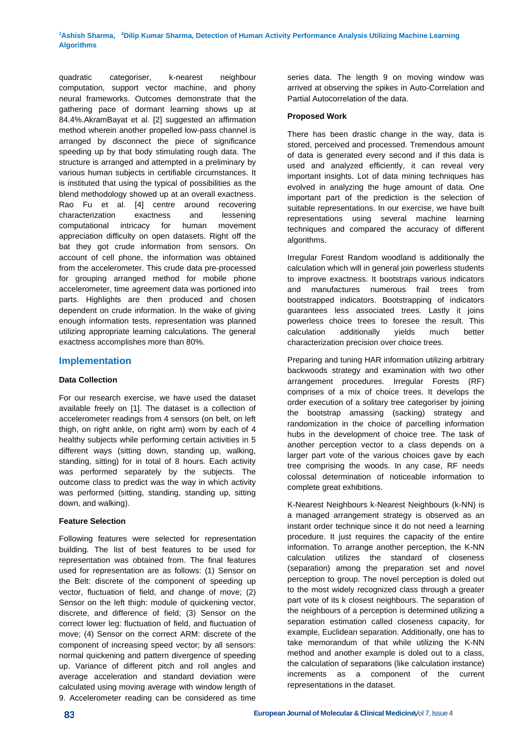quadratic categoriser, k-nearest neighbour computation, support vector machine, and phony neural frameworks. Outcomes demonstrate that the gathering pace of dormant learning shows up at 84.4%.AkramBayat et al. [2] suggested an affirmation method wherein another propelled low-pass channel is arranged by disconnect the piece of significance speeding up by that body stimulating rough data. The structure is arranged and attempted in a preliminary by various human subjects in certifiable circumstances. It is instituted that using the typical of possibilities as the blend methodology showed up at an overall exactness. Rao Fu et al. [4] centre around recovering characterization exactness and lessening computational intricacy for human movement appreciation difficulty on open datasets. Right off the bat they got crude information from sensors. On account of cell phone, the information was obtained from the accelerometer. This crude data pre-processed for grouping arranged method for mobile phone accelerometer, time agreement data was portioned into parts. Highlights are then produced and chosen dependent on crude information. In the wake of giving enough information tests, representation was planned utilizing appropriate learning calculations. The general exactness accomplishes more than 80%.

## Implementation

### Data Collection

For our research exercise, we have used the dataset available freely on [1]. The dataset is a collection of accelerometer readings from 4 sensors (on belt, on left thigh, on right ankle, on right arm) worn by each of 4 healthy subjects while performing certain activities in 5 different ways (sitting down, standing up, walking, standing, sitting) for in total of 8 hours. Each activity was performed separately by the subjects. The outcome class to predict was the way in which activity was performed (sitting, standing, standing up, sitting down, and walking).

### Feature Selection

Following features were selected for representation building. The list of best features to be used for representation was obtained from. The final features used for representation are as follows: (1) Sensor on the Belt: discrete of the component of speeding up vector, fluctuation of field, and change of move; (2) Sensor on the left thigh: module of quickening vector, discrete, and difference of field; (3) Sensor on the correct lower leg: fluctuation of field, and fluctuation of move; (4) Sensor on the correct ARM: discrete of the component of increasing speed vector; by all sensors: normal quickening and pattern divergence of speeding up. Variance of different pitch and roll angles and average acceleration and standard deviation were calculated using moving average with window length of 9. Accelerometer reading can be considered as time series data. The length 9 on moving window was arrived at observing the spikes in Auto-Correlation and Partial Autocorrelation of the data.

### Proposed Work

There has been drastic change in the way, data is stored, perceived and processed. Tremendous amount of data is generated every second and if this data is used and analyzed efficiently, it can reveal very important insights. Lot of data mining techniques has evolved in analyzing the huge amount of data. One important part of the prediction is the selection of suitable representations. In our exercise, we have built representations using several machine learning techniques and compared the accuracy of different algorithms.

Irregular Forest Random woodland is additionally the calculation which will in general join powerless students to improve exactness. It bootstraps various indicators and manufactures numerous frail trees from bootstrapped indicators. Bootstrapping of indicators guarantees less associated trees. Lastly it joins powerless choice trees to foresee the result. This calculation additionally yields much better characterization precision over choice trees.

Preparing and tuning HAR information utilizing arbitrary backwoods strategy and examination with two other arrangement procedures. Irregular Forests (RF) comprises of a mix of choice trees. It develops the order execution of a solitary tree categoriser by joining the bootstrap amassing (sacking) strategy and randomization in the choice of parcelling information hubs in the development of choice tree. The task of another perception vector to a class depends on a larger part vote of the various choices gave by each tree comprising the woods. In any case, RF needs colossal determination of noticeable information to complete great exhibitions.

K-Nearest Neighbours k-Nearest Neighbours (k-NN) is a managed arrangement strategy is observed as an instant order technique since it do not need a learning procedure. It just requires the capacity of the entire information. To arrange another perception, the K-NN calculation utilizes the standard of closeness (separation) among the preparation set and novel perception to group. The novel perception is doled out to the most widely recognized class through a greater part vote of its k closest neighbours. The separation of the neighbours of a perception is determined utilizing a separation estimation called closeness capacity, for example, Euclidean separation. Additionally, one has to take memorandum of that while utilizing the K-NN method and another example is doled out to a class, the calculation of separations (like calculation instance) increments as a component of the current representations in the dataset.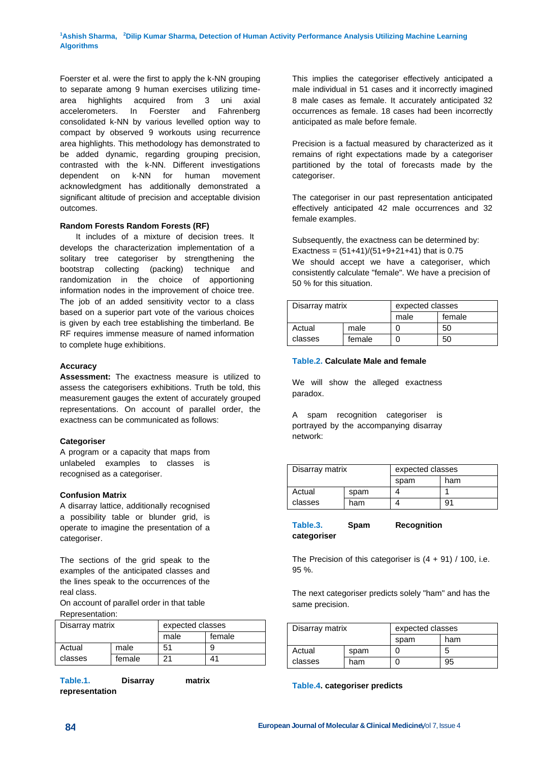Foerster et al. were the first to apply the k-NN grouping to separate among 9 human exercises utilizing time-area highlights acquired from 3 uni axial accelerometers. In Foerster and Fahrenberg consolidated k-NN by various levelled option way to compact by observed 9 workouts using recurrence area highlights. This methodology has demonstrated to be added dynamic, regarding grouping precision, contrasted with the k-NN. Different investigations dependent on k-NN for human movement acknowledgment has additionally demonstrated a significant altitude of precision and acceptable division outcomes.

**Random Forests Random Forests (RF)**

It includes of a mixture of decision trees. It develops the characterization implementation of a solitary tree categoriser by strengthening the bootstrap collecting (packing) technique and randomization in the choice of apportioning information nodes in the improvement of choice tree. The job of an added sensitivity vector to a class based on a superior part vote of the various choices is given by each tree establishing the timberland. Be RF requires immense measure of named information to complete huge exhibitions.

**Accuracy**

**Assessment:** The exactness measure is utilized to assess the categorisers exhibitions. Truth be told, this measurement gauges the extent of accurately grouped representations. On account of parallel order, the exactness can be communicated as follows:

**Categoriser**

A program or a capacity that maps from unlabeled examples to classes is recognised as a categoriser.

**Confusion Matrix**

A disarray lattice, additionally recognised a possibility table or blunder grid, is operate to imagine the presentation of a categoriser.

The sections of the grid speak to the examples of the anticipated classes and the lines speak to the occurrences of the real class.

On account of parallel order in that table Representation:

| Disarray matrix | | expected classes | |
|---|---|---|---|
| | | male | female |
| Actual classes | male | 51 | 9 |
| | female | 21 | 41 |

**Table.1. Disarray matrix representation**

This implies the categoriser effectively anticipated a male individual in 51 cases and it incorrectly imagined 8 male cases as female. It accurately anticipated 32 occurrences as female. 18 cases had been incorrectly anticipated as male before female.

Precision is a factual measured by characterized as it remains of right expectations made by a categoriser partitioned by the total of forecasts made by the categoriser.

The categoriser in our past representation anticipated effectively anticipated 42 male occurrences and 32 female examples.

Subsequently, the exactness can be determined by:

Exactness = (51+41)/(51+9+21+41) that is 0.75

We should accept we have a categoriser, which consistently calculate "female". We have a precision of 50 % for this situation.

| Disarray matrix | | expected classes | |
|---|---|---|---|
| | | male | female |
| Actual classes | male | 0 | 50 |
| | female | 0 | 50 |

**Table.2. Calculate Male and female**

We will show the alleged exactness paradox.

A spam recognition categoriser is portrayed by the accompanying disarray network:

| Disarray matrix | | expected classes | |
|---|---|---|---|
| | | spam | ham |
| Actual classes | spam | 4 | 1 |
| | ham | 4 | 91 |

**Table.3. Spam Recognition categoriser**

The Precision of this categoriser is (4 + 91) / 100, i.e. 95 %.

The next categoriser predicts solely "ham" and has the same precision.

| Disarray matrix | | expected classes | |
|---|---|---|---|
| | | spam | ham |
| Actual classes | spam | 0 | 5 |
| | ham | 0 | 95 |

**Table.4. categoriser predicts**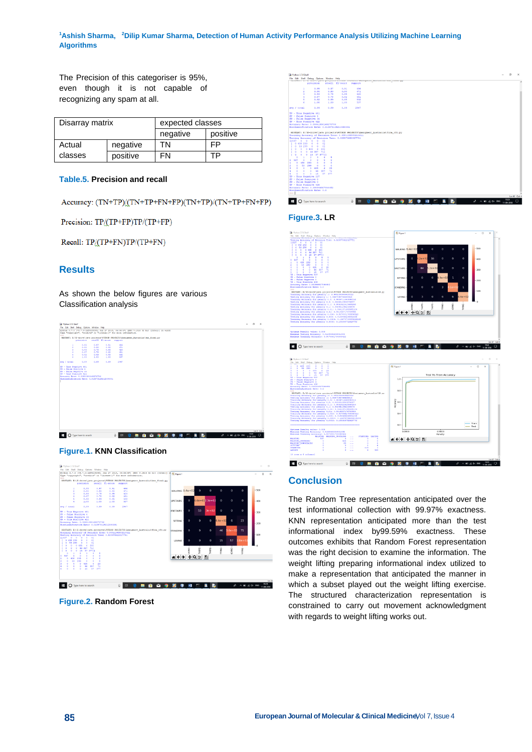The Precision of this categoriser is 95%, even though it is not capable of recognizing any spam at all.

| Disarray matrix | | expected classes | |
|---|---|---|---|
| | | negative | positive |
| Actual classes | negative | TN | FP |
| | positive | FN | TP |

**Table.5. Precision and recall**

Accuracy: (TN+TP)/(TN+TP+FN+FP)(TN+TP)/(TN+TP+FN+FP)

Precision: TP/(TP+FP)TP/(TP+FP)

Recall: TP/(TP+FN)TP/(TP+FN)

## Results

As shown the below figures are various Classification analysis

**Figure.1. KNN Classification**

**Figure.2. Random Forest**

**Figure.3. LR**

## Conclusion

The Random Tree representation anticipated over the test informational collection with 99.97% exactness. KNN representation anticipated more than the test informational index by99.59% exactness. These outcomes exhibits that Random Forest representation was the right decision to examine the information. The weight lifting preparing informational index utilized to make a representation that anticipated the manner in which a subset played out the weight lifting exercise. The structured characterization representation is constrained to carry out movement acknowledgment with regards to weight lifting works out.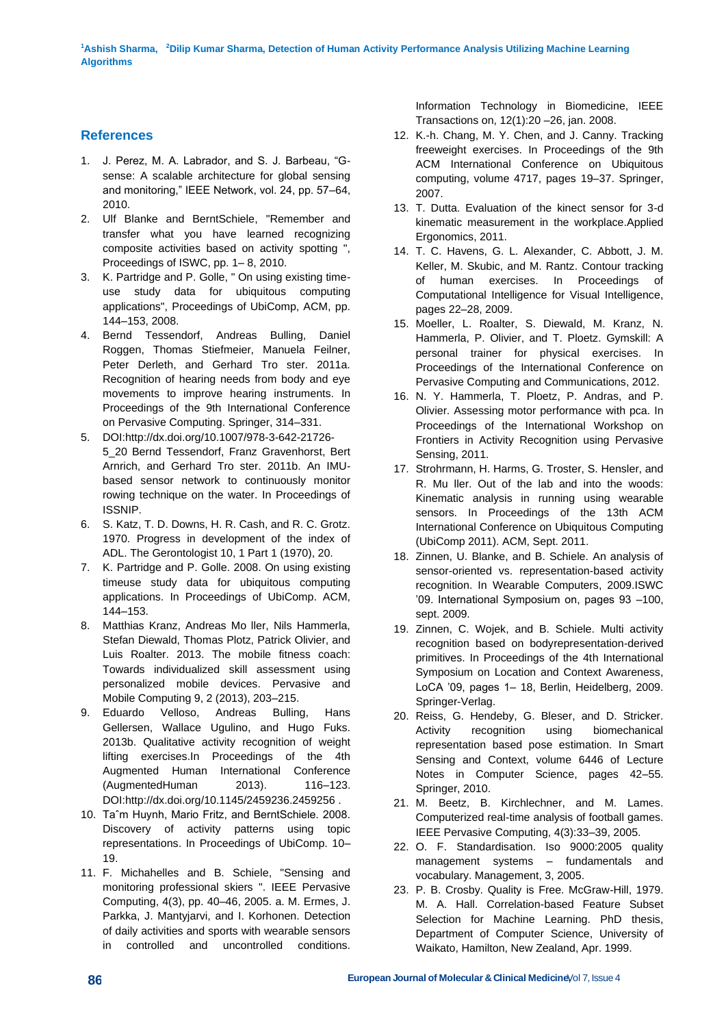## References

1. J. Perez, M. A. Labrador, and S. J. Barbeau, "G-sense: A scalable architecture for global sensing and monitoring," IEEE Network, vol. 24, pp. 57–64, 2010.
2. Ulf Blanke and BerntSchiele, "Remember and transfer what you have learned recognizing composite activities based on activity spotting ", Proceedings of ISWC, pp. 1– 8, 2010.
3. K. Partridge and P. Golle, " On using existing time-use study data for ubiquitous computing applications", Proceedings of UbiComp, ACM, pp. 144–153, 2008.
4. Bernd Tessendorf, Andreas Bulling, Daniel Roggen, Thomas Stiefmeier, Manuela Feilner, Peter Derleth, and Gerhard Tro ster. 2011a. Recognition of hearing needs from body and eye movements to improve hearing instruments. In Proceedings of the 9th International Conference on Pervasive Computing. Springer, 314–331.
5. DOI:http://dx.doi.org/10.1007/978-3-642-21726-5_20 Bernd Tessendorf, Franz Gravenhorst, Bert Arnrich, and Gerhard Tro ster. 2011b. An IMU-based sensor network to continuously monitor rowing technique on the water. In Proceedings of ISSNIP.
6. S. Katz, T. D. Downs, H. R. Cash, and R. C. Grotz. 1970. Progress in development of the index of ADL. The Gerontologist 10, 1 Part 1 (1970), 20.
7. K. Partridge and P. Golle. 2008. On using existing timeuse study data for ubiquitous computing applications. In Proceedings of UbiComp. ACM, 144–153.
8. Matthias Kranz, Andreas Mo ller, Nils Hammerla, Stefan Diewald, Thomas Plotz, Patrick Olivier, and Luis Roalter. 2013. The mobile fitness coach: Towards individualized skill assessment using personalized mobile devices. Pervasive and Mobile Computing 9, 2 (2013), 203–215.
9. Eduardo Velloso, Andreas Bulling, Hans Gellersen, Wallace Ugulino, and Hugo Fuks. 2013b. Qualitative activity recognition of weight lifting exercises.In Proceedings of the 4th Augmented Human International Conference (AugmentedHuman 2013). 116–123. DOI:http://dx.doi.org/10.1145/2459236.2459256 .
10. Taˆm Huynh, Mario Fritz, and BerntSchiele. 2008. Discovery of activity patterns using topic representations. In Proceedings of UbiComp. 10–19.
11. F. Michahelles and B. Schiele, "Sensing and monitoring professional skiers ". IEEE Pervasive Computing, 4(3), pp. 40–46, 2005. a. M. Ermes, J. Parkka, J. Mantyjarvi, and I. Korhonen. Detection of daily activities and sports with wearable sensors in controlled and uncontrolled conditions. Information Technology in Biomedicine, IEEE Transactions on, 12(1):20 –26, jan. 2008.
12. K.-h. Chang, M. Y. Chen, and J. Canny. Tracking freeweight exercises. In Proceedings of the 9th ACM International Conference on Ubiquitous computing, volume 4717, pages 19–37. Springer, 2007.
13. T. Dutta. Evaluation of the kinect sensor for 3-d kinematic measurement in the workplace.Applied Ergonomics, 2011.
14. T. C. Havens, G. L. Alexander, C. Abbott, J. M. Keller, M. Skubic, and M. Rantz. Contour tracking of human exercises. In Proceedings of Computational Intelligence for Visual Intelligence, pages 22–28, 2009.
15. Moeller, L. Roalter, S. Diewald, M. Kranz, N. Hammerla, P. Olivier, and T. Ploetz. Gymskill: A personal trainer for physical exercises. In Proceedings of the International Conference on Pervasive Computing and Communications, 2012.
16. N. Y. Hammerla, T. Ploetz, P. Andras, and P. Olivier. Assessing motor performance with pca. In Proceedings of the International Workshop on Frontiers in Activity Recognition using Pervasive Sensing, 2011.
17. Strohrmann, H. Harms, G. Troster, S. Hensler, and R. Mu ller. Out of the lab and into the woods: Kinematic analysis in running using wearable sensors. In Proceedings of the 13th ACM International Conference on Ubiquitous Computing (UbiComp 2011). ACM, Sept. 2011.
18. Zinnen, U. Blanke, and B. Schiele. An analysis of sensor-oriented vs. representation-based activity recognition. In Wearable Computers, 2009.ISWC '09. International Symposium on, pages 93 –100, sept. 2009.
19. Zinnen, C. Wojek, and B. Schiele. Multi activity recognition based on bodyrepresentation-derived primitives. In Proceedings of the 4th International Symposium on Location and Context Awareness, LoCA '09, pages 1– 18, Berlin, Heidelberg, 2009. Springer-Verlag.
20. Reiss, G. Hendeby, G. Bleser, and D. Stricker. Activity recognition using biomechanical representation based pose estimation. In Smart Sensing and Context, volume 6446 of Lecture Notes in Computer Science, pages 42–55. Springer, 2010.
21. M. Beetz, B. Kirchlechner, and M. Lames. Computerized real-time analysis of football games. IEEE Pervasive Computing, 4(3):33–39, 2005.
22. O. F. Standardisation. Iso 9000:2005 quality management systems – fundamentals and vocabulary. Management, 3, 2005.
23. P. B. Crosby. Quality is Free. McGraw-Hill, 1979. M. A. Hall. Correlation-based Feature Subset Selection for Machine Learning. PhD thesis, Department of Computer Science, University of Waikato, Hamilton, New Zealand, Apr. 1999.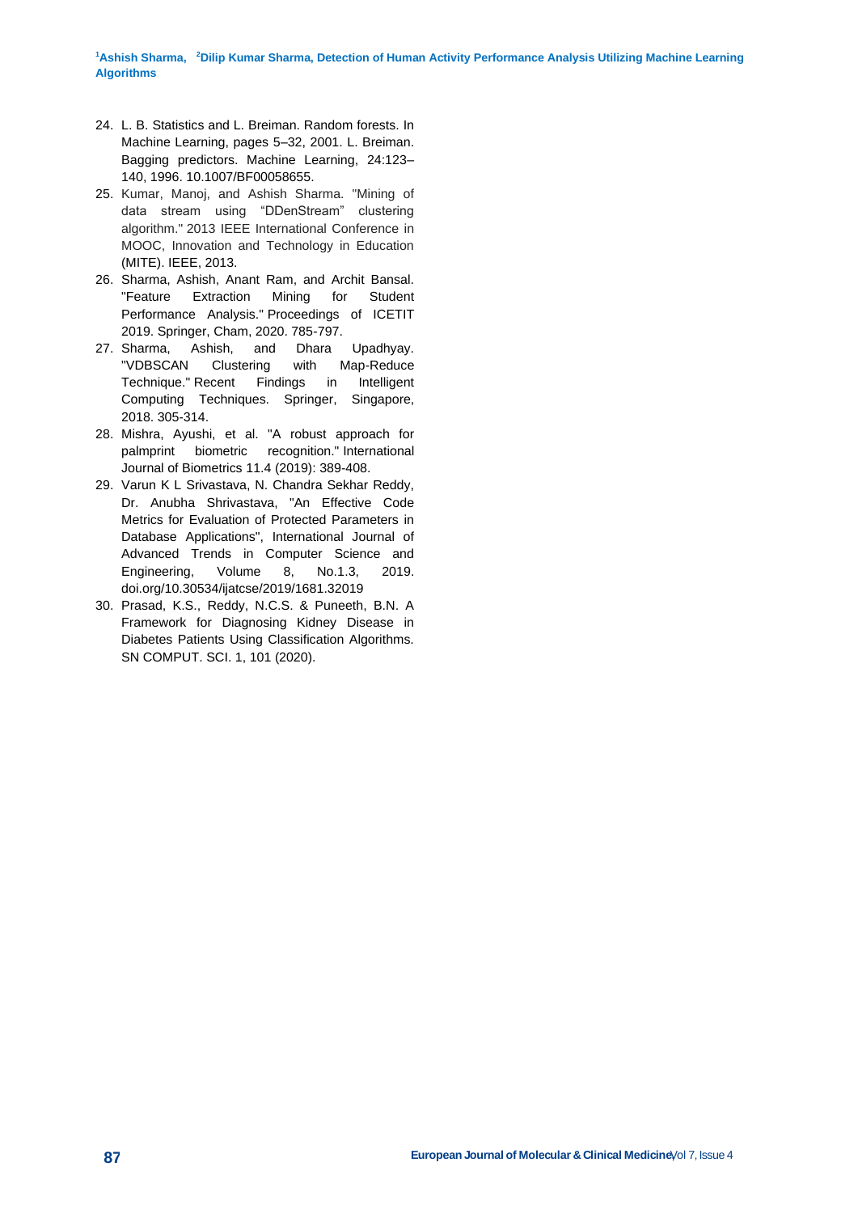24. L. B. Statistics and L. Breiman. Random forests. In Machine Learning, pages 5–32, 2001. L. Breiman. Bagging predictors. Machine Learning, 24:123–140, 1996. 10.1007/BF00058655.
25. Kumar, Manoj, and Ashish Sharma. "Mining of data stream using "DDenStream" clustering algorithm." 2013 IEEE International Conference in MOOC, Innovation and Technology in Education (MITE). IEEE, 2013.
26. Sharma, Ashish, Anant Ram, and Archit Bansal. "Feature Extraction Mining for Student Performance Analysis." Proceedings of ICETIT 2019. Springer, Cham, 2020. 785-797.
27. Sharma, Ashish, and Dhara Upadhyay. "VDBSCAN Clustering with Map-Reduce Technique." Recent Findings in Intelligent Computing Techniques. Springer, Singapore, 2018. 305-314.
28. Mishra, Ayushi, et al. "A robust approach for palmprint biometric recognition." International Journal of Biometrics 11.4 (2019): 389-408.
29. Varun K L Srivastava, N. Chandra Sekhar Reddy, Dr. Anubha Shrivastava, "An Effective Code Metrics for Evaluation of Protected Parameters in Database Applications", International Journal of Advanced Trends in Computer Science and Engineering, Volume 8, No.1.3, 2019. doi.org/10.30534/ijatcse/2019/1681.32019
30. Prasad, K.S., Reddy, N.C.S. & Puneeth, B.N. A Framework for Diagnosing Kidney Disease in Diabetes Patients Using Classification Algorithms. SN COMPUT. SCI. 1, 101 (2020).